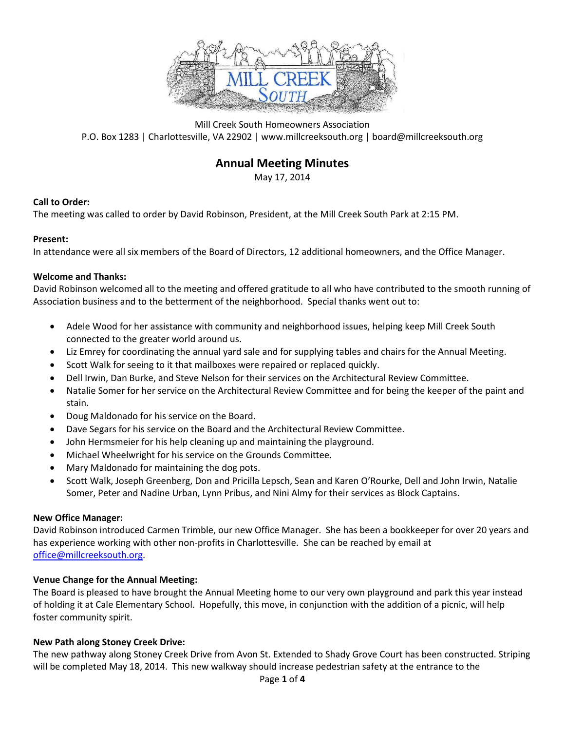Mill Creek South Homeowners Association
P.O. Box 1283 | Charlottesville, VA 22902 | www.millcreeksouth.org | board@millcreeksouth.org

# Annual Meeting Minutes

May 17, 2014

**Call to Order:**
The meeting was called to order by David Robinson, President, at the Mill Creek South Park at 2:15 PM.

**Present:**
In attendance were all six members of the Board of Directors, 12 additional homeowners, and the Office Manager.

**Welcome and Thanks:**
David Robinson welcomed all to the meeting and offered gratitude to all who have contributed to the smooth running of Association business and to the betterment of the neighborhood. Special thanks went out to:

- Adele Wood for her assistance with community and neighborhood issues, helping keep Mill Creek South connected to the greater world around us.
- Liz Emrey for coordinating the annual yard sale and for supplying tables and chairs for the Annual Meeting.
- Scott Walk for seeing to it that mailboxes were repaired or replaced quickly.
- Dell Irwin, Dan Burke, and Steve Nelson for their services on the Architectural Review Committee.
- Natalie Somer for her service on the Architectural Review Committee and for being the keeper of the paint and stain.
- Doug Maldonado for his service on the Board.
- Dave Segars for his service on the Board and the Architectural Review Committee.
- John Hermsmeier for his help cleaning up and maintaining the playground.
- Michael Wheelwright for his service on the Grounds Committee.
- Mary Maldonado for maintaining the dog pots.
- Scott Walk, Joseph Greenberg, Don and Pricilla Lepsch, Sean and Karen O'Rourke, Dell and John Irwin, Natalie Somer, Peter and Nadine Urban, Lynn Pribus, and Nini Almy for their services as Block Captains.

**New Office Manager:**
David Robinson introduced Carmen Trimble, our new Office Manager. She has been a bookkeeper for over 20 years and has experience working with other non-profits in Charlottesville. She can be reached by email at office@millcreeksouth.org.

**Venue Change for the Annual Meeting:**
The Board is pleased to have brought the Annual Meeting home to our very own playground and park this year instead of holding it at Cale Elementary School. Hopefully, this move, in conjunction with the addition of a picnic, will help foster community spirit.

**New Path along Stoney Creek Drive:**
The new pathway along Stoney Creek Drive from Avon St. Extended to Shady Grove Court has been constructed. Striping will be completed May 18, 2014. This new walkway should increase pedestrian safety at the entrance to the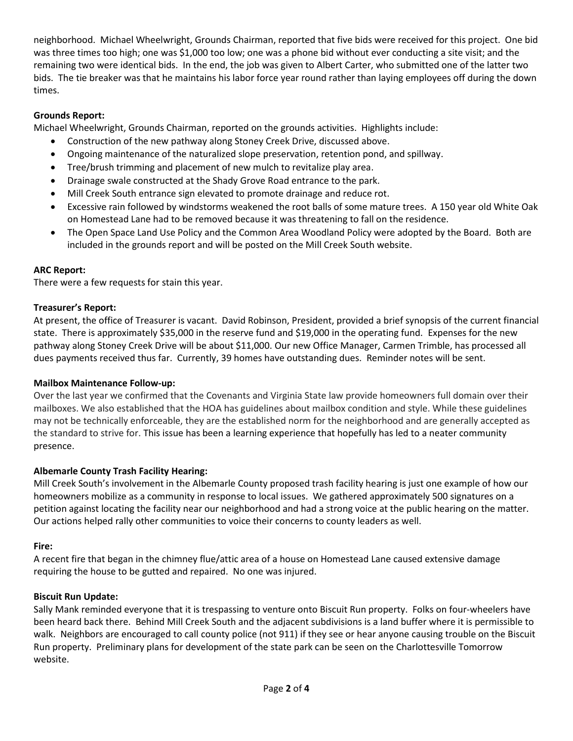neighborhood. Michael Wheelwright, Grounds Chairman, reported that five bids were received for this project. One bid was three times too high; one was $1,000 too low; one was a phone bid without ever conducting a site visit; and the remaining two were identical bids. In the end, the job was given to Albert Carter, who submitted one of the latter two bids. The tie breaker was that he maintains his labor force year round rather than laying employees off during the down times.

**Grounds Report:**

Michael Wheelwright, Grounds Chairman, reported on the grounds activities. Highlights include:

- Construction of the new pathway along Stoney Creek Drive, discussed above.
- Ongoing maintenance of the naturalized slope preservation, retention pond, and spillway.
- Tree/brush trimming and placement of new mulch to revitalize play area.
- Drainage swale constructed at the Shady Grove Road entrance to the park.
- Mill Creek South entrance sign elevated to promote drainage and reduce rot.
- Excessive rain followed by windstorms weakened the root balls of some mature trees. A 150 year old White Oak on Homestead Lane had to be removed because it was threatening to fall on the residence.
- The Open Space Land Use Policy and the Common Area Woodland Policy were adopted by the Board. Both are included in the grounds report and will be posted on the Mill Creek South website.

**ARC Report:**

There were a few requests for stain this year.

**Treasurer's Report:**

At present, the office of Treasurer is vacant. David Robinson, President, provided a brief synopsis of the current financial state. There is approximately $35,000 in the reserve fund and $19,000 in the operating fund. Expenses for the new pathway along Stoney Creek Drive will be about $11,000. Our new Office Manager, Carmen Trimble, has processed all dues payments received thus far. Currently, 39 homes have outstanding dues. Reminder notes will be sent.

**Mailbox Maintenance Follow-up:**

Over the last year we confirmed that the Covenants and Virginia State law provide homeowners full domain over their mailboxes. We also established that the HOA has guidelines about mailbox condition and style. While these guidelines may not be technically enforceable, they are the established norm for the neighborhood and are generally accepted as the standard to strive for. This issue has been a learning experience that hopefully has led to a neater community presence.

**Albemarle County Trash Facility Hearing:**

Mill Creek South's involvement in the Albemarle County proposed trash facility hearing is just one example of how our homeowners mobilize as a community in response to local issues. We gathered approximately 500 signatures on a petition against locating the facility near our neighborhood and had a strong voice at the public hearing on the matter. Our actions helped rally other communities to voice their concerns to county leaders as well.

**Fire:**

A recent fire that began in the chimney flue/attic area of a house on Homestead Lane caused extensive damage requiring the house to be gutted and repaired. No one was injured.

**Biscuit Run Update:**

Sally Mank reminded everyone that it is trespassing to venture onto Biscuit Run property. Folks on four-wheelers have been heard back there. Behind Mill Creek South and the adjacent subdivisions is a land buffer where it is permissible to walk. Neighbors are encouraged to call county police (not 911) if they see or hear anyone causing trouble on the Biscuit Run property. Preliminary plans for development of the state park can be seen on the Charlottesville Tomorrow website.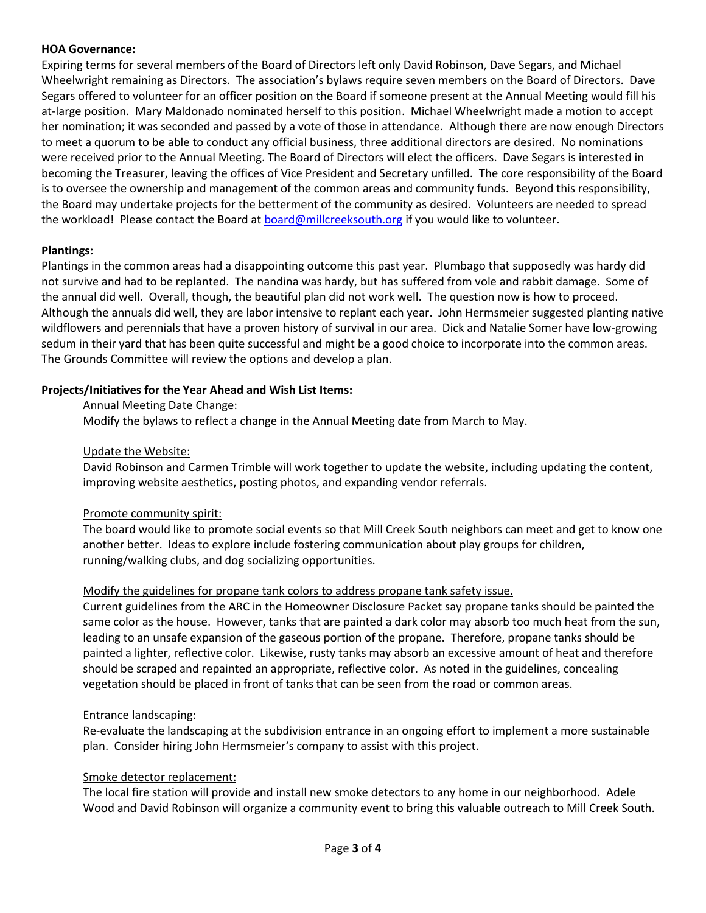**HOA Governance:**

Expiring terms for several members of the Board of Directors left only David Robinson, Dave Segars, and Michael Wheelwright remaining as Directors. The association's bylaws require seven members on the Board of Directors. Dave Segars offered to volunteer for an officer position on the Board if someone present at the Annual Meeting would fill his at-large position. Mary Maldonado nominated herself to this position. Michael Wheelwright made a motion to accept her nomination; it was seconded and passed by a vote of those in attendance. Although there are now enough Directors to meet a quorum to be able to conduct any official business, three additional directors are desired. No nominations were received prior to the Annual Meeting. The Board of Directors will elect the officers. Dave Segars is interested in becoming the Treasurer, leaving the offices of Vice President and Secretary unfilled. The core responsibility of the Board is to oversee the ownership and management of the common areas and community funds. Beyond this responsibility, the Board may undertake projects for the betterment of the community as desired. Volunteers are needed to spread the workload! Please contact the Board at board@millcreeksouth.org if you would like to volunteer.

**Plantings:**

Plantings in the common areas had a disappointing outcome this past year. Plumbago that supposedly was hardy did not survive and had to be replanted. The nandina was hardy, but has suffered from vole and rabbit damage. Some of the annual did well. Overall, though, the beautiful plan did not work well. The question now is how to proceed. Although the annuals did well, they are labor intensive to replant each year. John Hermsmeier suggested planting native wildflowers and perennials that have a proven history of survival in our area. Dick and Natalie Somer have low-growing sedum in their yard that has been quite successful and might be a good choice to incorporate into the common areas. The Grounds Committee will review the options and develop a plan.

**Projects/Initiatives for the Year Ahead and Wish List Items:**

Annual Meeting Date Change:

Modify the bylaws to reflect a change in the Annual Meeting date from March to May.

Update the Website:

David Robinson and Carmen Trimble will work together to update the website, including updating the content, improving website aesthetics, posting photos, and expanding vendor referrals.

Promote community spirit:

The board would like to promote social events so that Mill Creek South neighbors can meet and get to know one another better. Ideas to explore include fostering communication about play groups for children, running/walking clubs, and dog socializing opportunities.

Modify the guidelines for propane tank colors to address propane tank safety issue.

Current guidelines from the ARC in the Homeowner Disclosure Packet say propane tanks should be painted the same color as the house. However, tanks that are painted a dark color may absorb too much heat from the sun, leading to an unsafe expansion of the gaseous portion of the propane. Therefore, propane tanks should be painted a lighter, reflective color. Likewise, rusty tanks may absorb an excessive amount of heat and therefore should be scraped and repainted an appropriate, reflective color. As noted in the guidelines, concealing vegetation should be placed in front of tanks that can be seen from the road or common areas.

Entrance landscaping:

Re-evaluate the landscaping at the subdivision entrance in an ongoing effort to implement a more sustainable plan. Consider hiring John Hermsmeier's company to assist with this project.

Smoke detector replacement:

The local fire station will provide and install new smoke detectors to any home in our neighborhood. Adele Wood and David Robinson will organize a community event to bring this valuable outreach to Mill Creek South.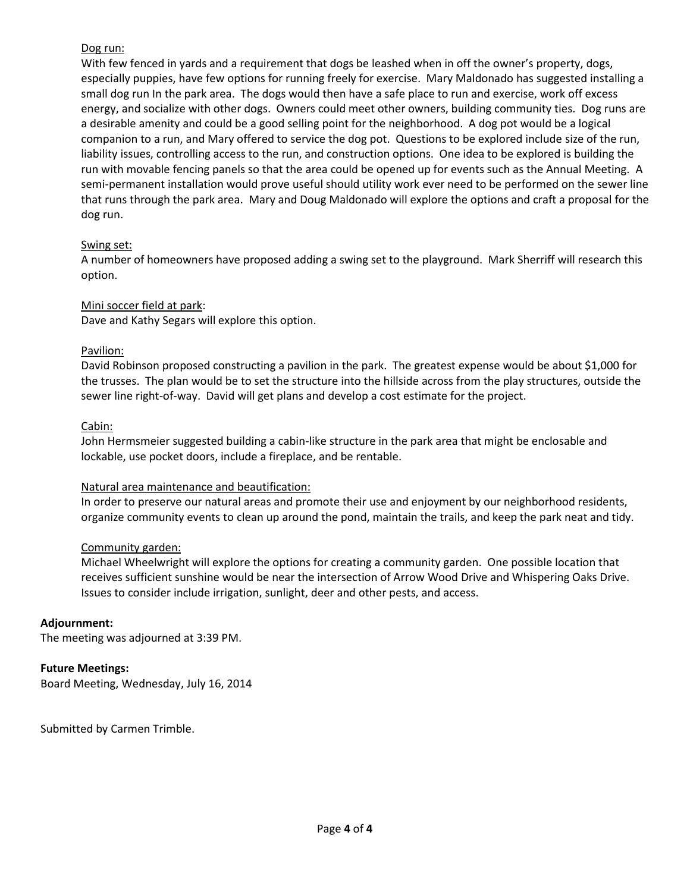Dog run:

With few fenced in yards and a requirement that dogs be leashed when in off the owner's property, dogs, especially puppies, have few options for running freely for exercise. Mary Maldonado has suggested installing a small dog run In the park area. The dogs would then have a safe place to run and exercise, work off excess energy, and socialize with other dogs. Owners could meet other owners, building community ties. Dog runs are a desirable amenity and could be a good selling point for the neighborhood. A dog pot would be a logical companion to a run, and Mary offered to service the dog pot. Questions to be explored include size of the run, liability issues, controlling access to the run, and construction options. One idea to be explored is building the run with movable fencing panels so that the area could be opened up for events such as the Annual Meeting. A semi-permanent installation would prove useful should utility work ever need to be performed on the sewer line that runs through the park area. Mary and Doug Maldonado will explore the options and craft a proposal for the dog run.

Swing set:

A number of homeowners have proposed adding a swing set to the playground. Mark Sherriff will research this option.

Mini soccer field at park:

Dave and Kathy Segars will explore this option.

Pavilion:

David Robinson proposed constructing a pavilion in the park. The greatest expense would be about $1,000 for the trusses. The plan would be to set the structure into the hillside across from the play structures, outside the sewer line right-of-way. David will get plans and develop a cost estimate for the project.

Cabin:

John Hermsmeier suggested building a cabin-like structure in the park area that might be enclosable and lockable, use pocket doors, include a fireplace, and be rentable.

Natural area maintenance and beautification:

In order to preserve our natural areas and promote their use and enjoyment by our neighborhood residents, organize community events to clean up around the pond, maintain the trails, and keep the park neat and tidy.

Community garden:

Michael Wheelwright will explore the options for creating a community garden. One possible location that receives sufficient sunshine would be near the intersection of Arrow Wood Drive and Whispering Oaks Drive. Issues to consider include irrigation, sunlight, deer and other pests, and access.

**Adjournment:**

The meeting was adjourned at 3:39 PM.

**Future Meetings:**

Board Meeting, Wednesday, July 16, 2014

Submitted by Carmen Trimble.